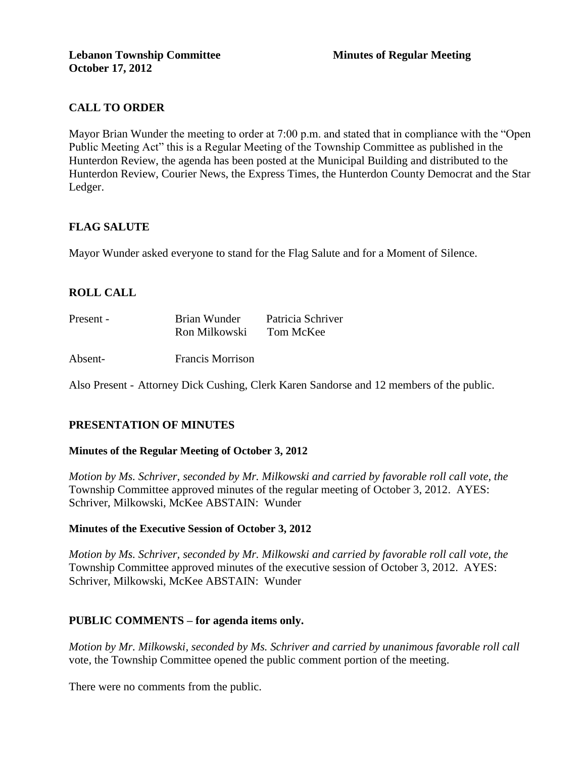**Lebanon Township Committee** **Minutes of Regular Meeting**
**October 17, 2012**

## CALL TO ORDER

Mayor Brian Wunder the meeting to order at 7:00 p.m. and stated that in compliance with the "Open Public Meeting Act" this is a Regular Meeting of the Township Committee as published in the Hunterdon Review, the agenda has been posted at the Municipal Building and distributed to the Hunterdon Review, Courier News, the Express Times, the Hunterdon County Democrat and the Star Ledger.

## FLAG SALUTE

Mayor Wunder asked everyone to stand for the Flag Salute and for a Moment of Silence.

## ROLL CALL

| | | |
|---|---|---|
| Present - | Brian Wunder<br>Ron Milkowski | Patricia Schriver<br>Tom McKee |
| Absent- | Francis Morrison | |

Also Present - Attorney Dick Cushing, Clerk Karen Sandorse and 12 members of the public.

## PRESENTATION OF MINUTES

**Minutes of the Regular Meeting of October 3, 2012**

*Motion by Ms. Schriver, seconded by Mr. Milkowski and carried by favorable roll call vote, the* Township Committee approved minutes of the regular meeting of October 3, 2012. AYES: Schriver, Milkowski, McKee ABSTAIN: Wunder

**Minutes of the Executive Session of October 3, 2012**

*Motion by Ms. Schriver, seconded by Mr. Milkowski and carried by favorable roll call vote, the* Township Committee approved minutes of the executive session of October 3, 2012. AYES: Schriver, Milkowski, McKee ABSTAIN: Wunder

## PUBLIC COMMENTS – for agenda items only.

*Motion by Mr. Milkowski, seconded by Ms. Schriver and carried by unanimous favorable roll call* vote, the Township Committee opened the public comment portion of the meeting.

There were no comments from the public.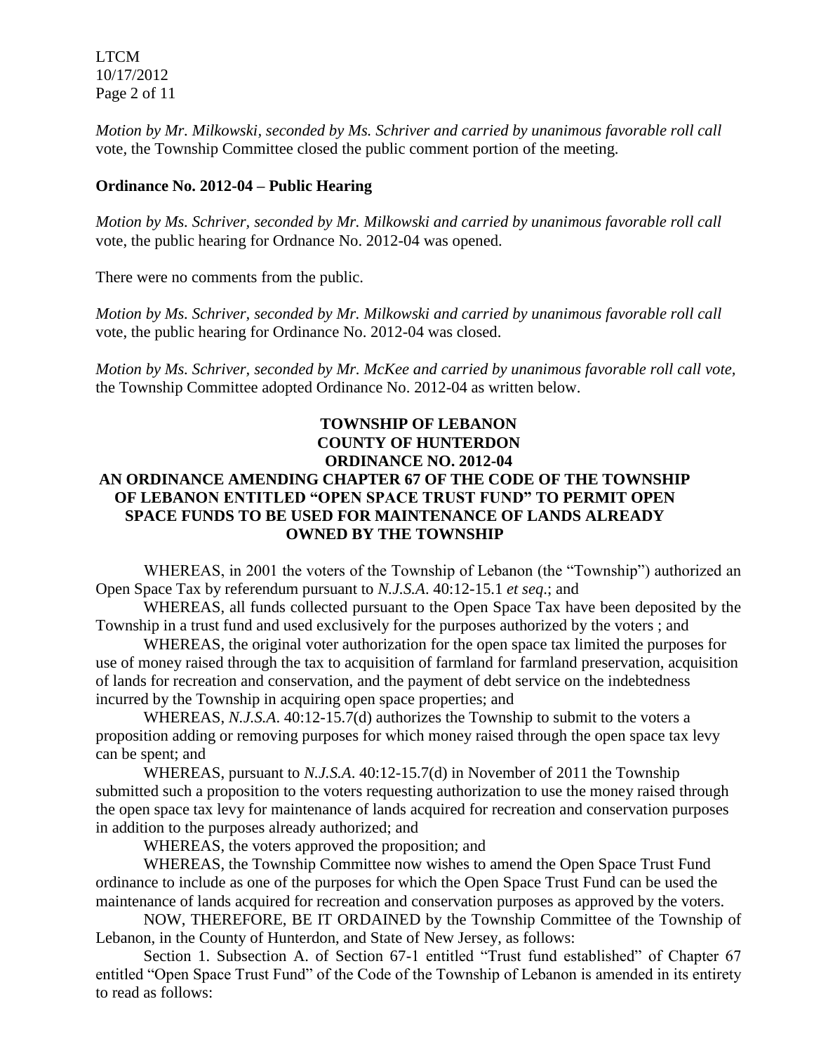*Motion by Mr. Milkowski, seconded by Ms. Schriver and carried by unanimous favorable roll call* vote, the Township Committee closed the public comment portion of the meeting.

**Ordinance No. 2012-04 – Public Hearing**

*Motion by Ms. Schriver, seconded by Mr. Milkowski and carried by unanimous favorable roll call* vote, the public hearing for Ordnance No. 2012-04 was opened.

There were no comments from the public.

*Motion by Ms. Schriver, seconded by Mr. Milkowski and carried by unanimous favorable roll call* vote, the public hearing for Ordinance No. 2012-04 was closed.

*Motion by Ms. Schriver, seconded by Mr. McKee and carried by unanimous favorable roll call vote,* the Township Committee adopted Ordinance No. 2012-04 as written below.

**TOWNSHIP OF LEBANON**
**COUNTY OF HUNTERDON**
**ORDINANCE NO. 2012-04**
**AN ORDINANCE AMENDING CHAPTER 67 OF THE CODE OF THE TOWNSHIP OF LEBANON ENTITLED "OPEN SPACE TRUST FUND" TO PERMIT OPEN SPACE FUNDS TO BE USED FOR MAINTENANCE OF LANDS ALREADY OWNED BY THE TOWNSHIP**

WHEREAS, in 2001 the voters of the Township of Lebanon (the "Township") authorized an Open Space Tax by referendum pursuant to *N.J.S.A.* 40:12-15.1 *et seq*.; and

WHEREAS, all funds collected pursuant to the Open Space Tax have been deposited by the Township in a trust fund and used exclusively for the purposes authorized by the voters ; and

WHEREAS, the original voter authorization for the open space tax limited the purposes for use of money raised through the tax to acquisition of farmland for farmland preservation, acquisition of lands for recreation and conservation, and the payment of debt service on the indebtedness incurred by the Township in acquiring open space properties; and

WHEREAS, *N.J.S.A.* 40:12-15.7(d) authorizes the Township to submit to the voters a proposition adding or removing purposes for which money raised through the open space tax levy can be spent; and

WHEREAS, pursuant to *N.J.S.A.* 40:12-15.7(d) in November of 2011 the Township submitted such a proposition to the voters requesting authorization to use the money raised through the open space tax levy for maintenance of lands acquired for recreation and conservation purposes in addition to the purposes already authorized; and

WHEREAS, the voters approved the proposition; and

WHEREAS, the Township Committee now wishes to amend the Open Space Trust Fund ordinance to include as one of the purposes for which the Open Space Trust Fund can be used the maintenance of lands acquired for recreation and conservation purposes as approved by the voters.

NOW, THEREFORE, BE IT ORDAINED by the Township Committee of the Township of Lebanon, in the County of Hunterdon, and State of New Jersey, as follows:

Section 1. Subsection A. of Section 67-1 entitled "Trust fund established" of Chapter 67 entitled "Open Space Trust Fund" of the Code of the Township of Lebanon is amended in its entirety to read as follows: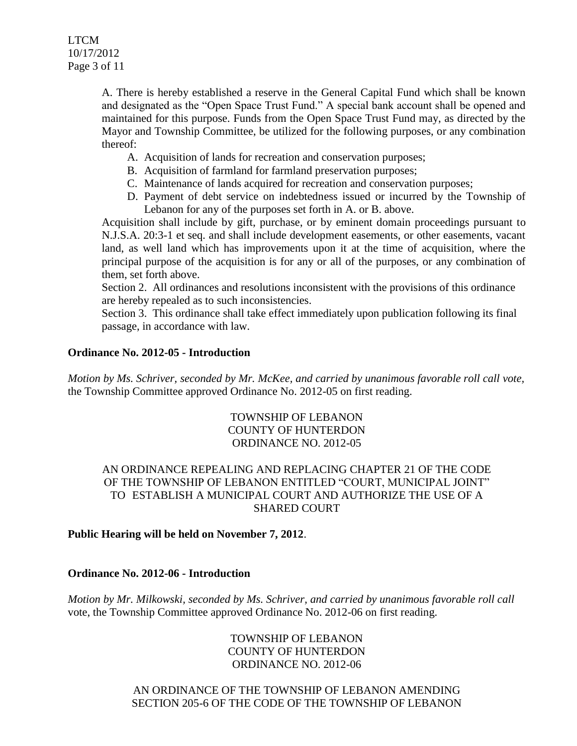A. There is hereby established a reserve in the General Capital Fund which shall be known and designated as the "Open Space Trust Fund." A special bank account shall be opened and maintained for this purpose. Funds from the Open Space Trust Fund may, as directed by the Mayor and Township Committee, be utilized for the following purposes, or any combination thereof:

A. Acquisition of lands for recreation and conservation purposes;
B. Acquisition of farmland for farmland preservation purposes;
C. Maintenance of lands acquired for recreation and conservation purposes;
D. Payment of debt service on indebtedness issued or incurred by the Township of Lebanon for any of the purposes set forth in A. or B. above.

Acquisition shall include by gift, purchase, or by eminent domain proceedings pursuant to N.J.S.A. 20:3-1 et seq. and shall include development easements, or other easements, vacant land, as well land which has improvements upon it at the time of acquisition, where the principal purpose of the acquisition is for any or all of the purposes, or any combination of them, set forth above.

Section 2. All ordinances and resolutions inconsistent with the provisions of this ordinance are hereby repealed as to such inconsistencies.

Section 3. This ordinance shall take effect immediately upon publication following its final passage, in accordance with law.

**Ordinance No. 2012-05 - Introduction**

*Motion by Ms. Schriver, seconded by Mr. McKee, and carried by unanimous favorable roll call vote,* the Township Committee approved Ordinance No. 2012-05 on first reading.

TOWNSHIP OF LEBANON
COUNTY OF HUNTERDON
ORDINANCE NO. 2012-05

AN ORDINANCE REPEALING AND REPLACING CHAPTER 21 OF THE CODE OF THE TOWNSHIP OF LEBANON ENTITLED "COURT, MUNICIPAL JOINT" TO ESTABLISH A MUNICIPAL COURT AND AUTHORIZE THE USE OF A SHARED COURT

**Public Hearing will be held on November 7, 2012**.

**Ordinance No. 2012-06 - Introduction**

*Motion by Mr. Milkowski, seconded by Ms. Schriver, and carried by unanimous favorable roll call* vote, the Township Committee approved Ordinance No. 2012-06 on first reading.

TOWNSHIP OF LEBANON
COUNTY OF HUNTERDON
ORDINANCE NO. 2012-06

AN ORDINANCE OF THE TOWNSHIP OF LEBANON AMENDING SECTION 205-6 OF THE CODE OF THE TOWNSHIP OF LEBANON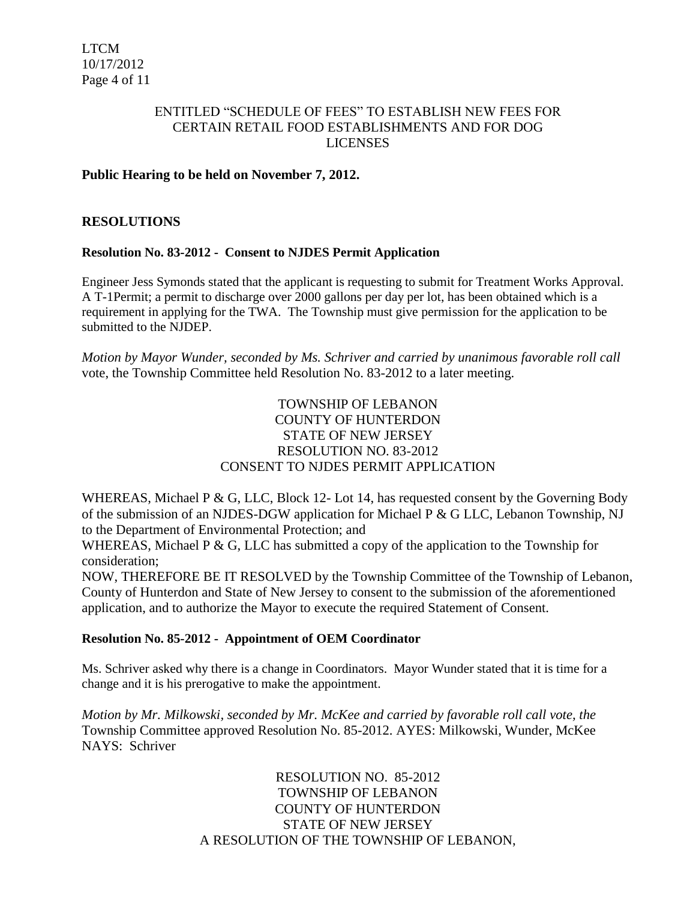ENTITLED "SCHEDULE OF FEES" TO ESTABLISH NEW FEES FOR CERTAIN RETAIL FOOD ESTABLISHMENTS AND FOR DOG LICENSES

**Public Hearing to be held on November 7, 2012.**

## RESOLUTIONS

**Resolution No. 83-2012 - Consent to NJDES Permit Application**

Engineer Jess Symonds stated that the applicant is requesting to submit for Treatment Works Approval. A T-1Permit; a permit to discharge over 2000 gallons per day per lot, has been obtained which is a requirement in applying for the TWA. The Township must give permission for the application to be submitted to the NJDEP.

*Motion by Mayor Wunder, seconded by Ms. Schriver and carried by unanimous favorable roll call* vote, the Township Committee held Resolution No. 83-2012 to a later meeting.

TOWNSHIP OF LEBANON
COUNTY OF HUNTERDON
STATE OF NEW JERSEY
RESOLUTION NO. 83-2012
CONSENT TO NJDES PERMIT APPLICATION

WHEREAS, Michael P & G, LLC, Block 12- Lot 14, has requested consent by the Governing Body of the submission of an NJDES-DGW application for Michael P & G LLC, Lebanon Township, NJ to the Department of Environmental Protection; and

WHEREAS, Michael P & G, LLC has submitted a copy of the application to the Township for consideration;

NOW, THEREFORE BE IT RESOLVED by the Township Committee of the Township of Lebanon, County of Hunterdon and State of New Jersey to consent to the submission of the aforementioned application, and to authorize the Mayor to execute the required Statement of Consent.

**Resolution No. 85-2012 - Appointment of OEM Coordinator**

Ms. Schriver asked why there is a change in Coordinators. Mayor Wunder stated that it is time for a change and it is his prerogative to make the appointment.

*Motion by Mr. Milkowski, seconded by Mr. McKee and carried by favorable roll call vote, the* Township Committee approved Resolution No. 85-2012. AYES: Milkowski, Wunder, McKee NAYS: Schriver

RESOLUTION NO. 85-2012
TOWNSHIP OF LEBANON
COUNTY OF HUNTERDON
STATE OF NEW JERSEY
A RESOLUTION OF THE TOWNSHIP OF LEBANON,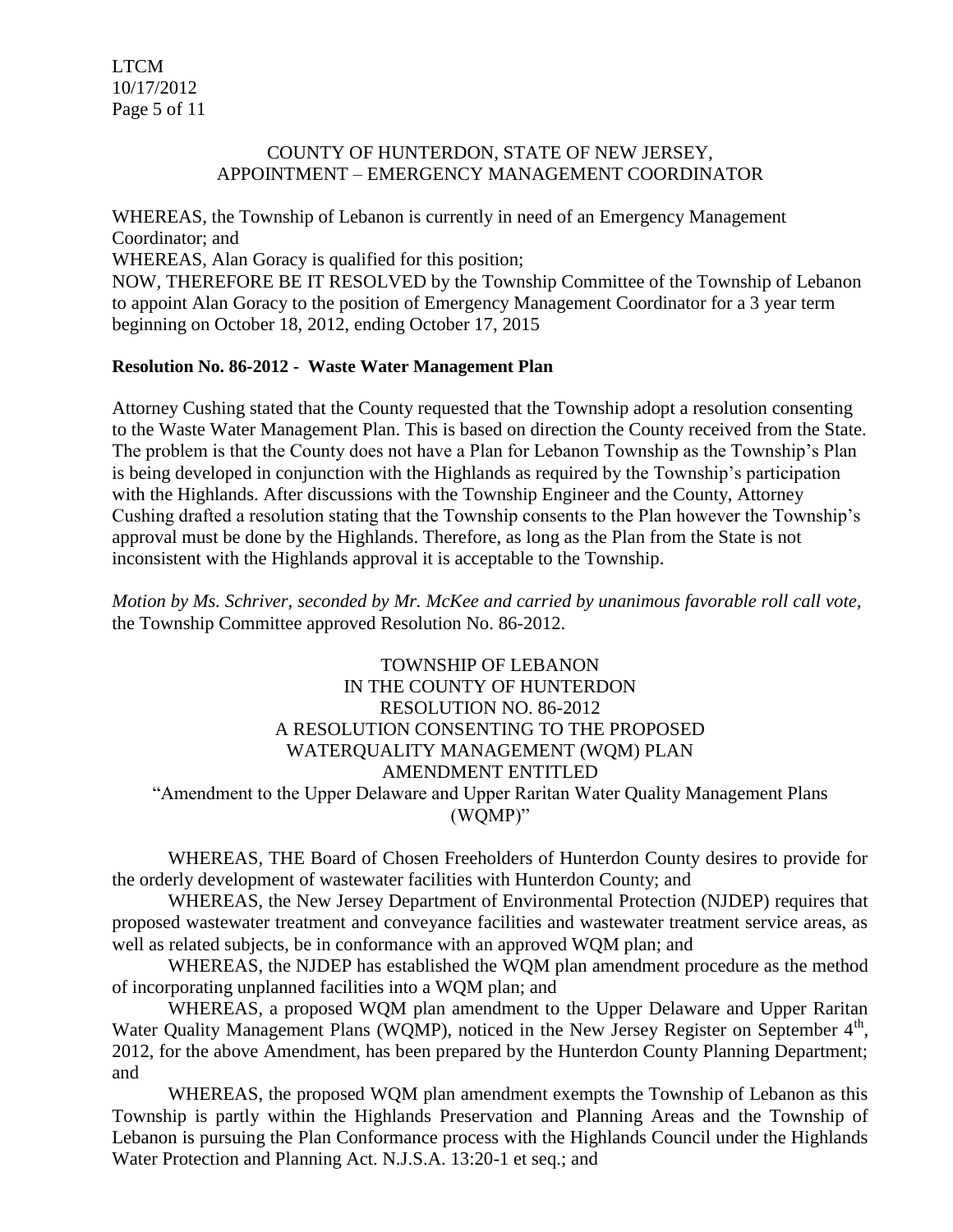COUNTY OF HUNTERDON, STATE OF NEW JERSEY,
APPOINTMENT – EMERGENCY MANAGEMENT COORDINATOR

WHEREAS, the Township of Lebanon is currently in need of an Emergency Management Coordinator; and
WHEREAS, Alan Goracy is qualified for this position;
NOW, THEREFORE BE IT RESOLVED by the Township Committee of the Township of Lebanon to appoint Alan Goracy to the position of Emergency Management Coordinator for a 3 year term beginning on October 18, 2012, ending October 17, 2015

**Resolution No. 86-2012 - Waste Water Management Plan**

Attorney Cushing stated that the County requested that the Township adopt a resolution consenting to the Waste Water Management Plan. This is based on direction the County received from the State. The problem is that the County does not have a Plan for Lebanon Township as the Township's Plan is being developed in conjunction with the Highlands as required by the Township's participation with the Highlands. After discussions with the Township Engineer and the County, Attorney Cushing drafted a resolution stating that the Township consents to the Plan however the Township's approval must be done by the Highlands. Therefore, as long as the Plan from the State is not inconsistent with the Highlands approval it is acceptable to the Township.

*Motion by Ms. Schriver, seconded by Mr. McKee and carried by unanimous favorable roll call vote,* the Township Committee approved Resolution No. 86-2012.

TOWNSHIP OF LEBANON
IN THE COUNTY OF HUNTERDON
RESOLUTION NO. 86-2012
A RESOLUTION CONSENTING TO THE PROPOSED
WATERQUALITY MANAGEMENT (WQM) PLAN
AMENDMENT ENTITLED
"Amendment to the Upper Delaware and Upper Raritan Water Quality Management Plans (WQMP)"

WHEREAS, THE Board of Chosen Freeholders of Hunterdon County desires to provide for the orderly development of wastewater facilities with Hunterdon County; and

WHEREAS, the New Jersey Department of Environmental Protection (NJDEP) requires that proposed wastewater treatment and conveyance facilities and wastewater treatment service areas, as well as related subjects, be in conformance with an approved WQM plan; and

WHEREAS, the NJDEP has established the WQM plan amendment procedure as the method of incorporating unplanned facilities into a WQM plan; and

WHEREAS, a proposed WQM plan amendment to the Upper Delaware and Upper Raritan Water Quality Management Plans (WQMP), noticed in the New Jersey Register on September 4th, 2012, for the above Amendment, has been prepared by the Hunterdon County Planning Department; and

WHEREAS, the proposed WQM plan amendment exempts the Township of Lebanon as this Township is partly within the Highlands Preservation and Planning Areas and the Township of Lebanon is pursuing the Plan Conformance process with the Highlands Council under the Highlands Water Protection and Planning Act. N.J.S.A. 13:20-1 et seq.; and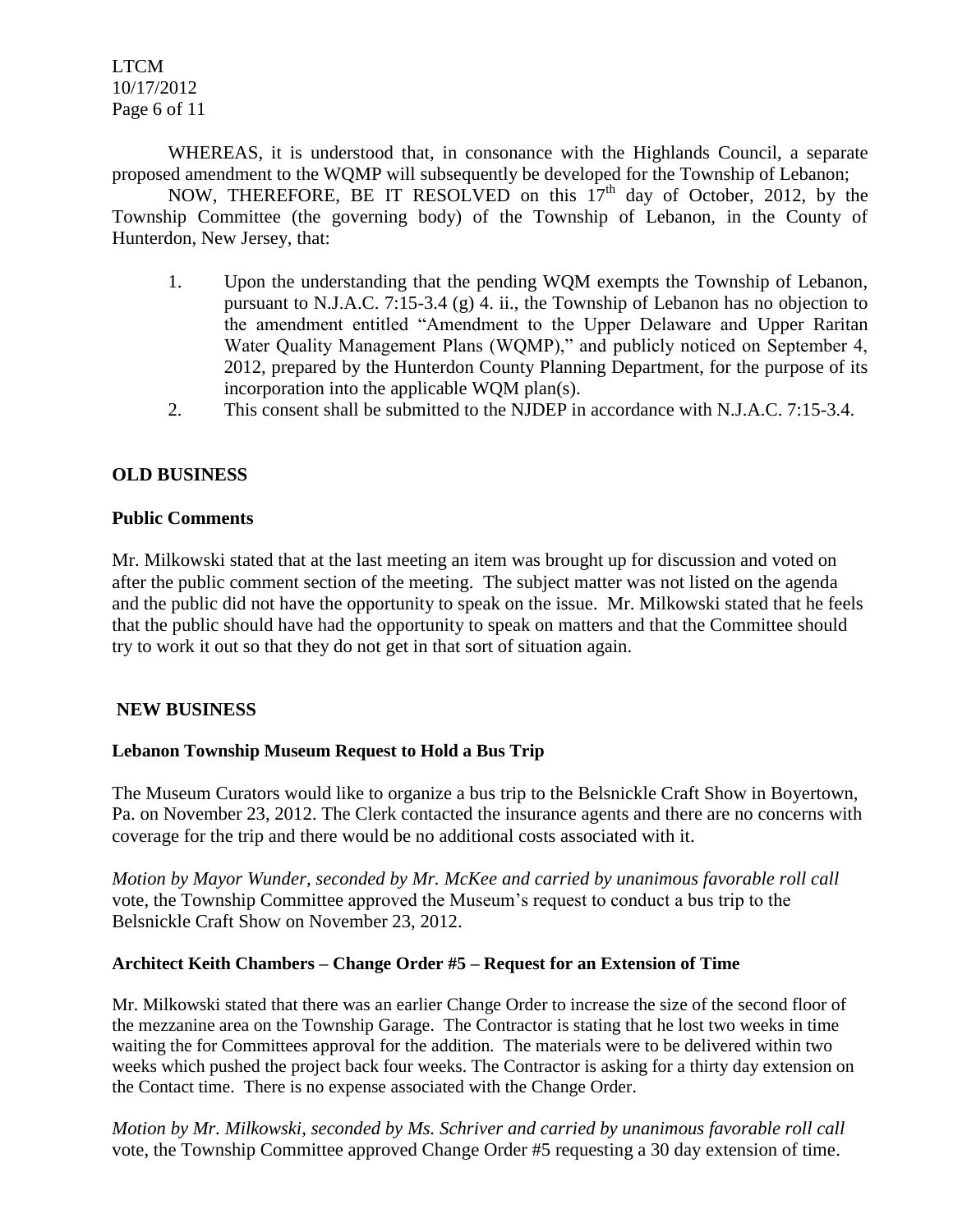WHEREAS, it is understood that, in consonance with the Highlands Council, a separate proposed amendment to the WQMP will subsequently be developed for the Township of Lebanon;

NOW, THEREFORE, BE IT RESOLVED on this 17th day of October, 2012, by the Township Committee (the governing body) of the Township of Lebanon, in the County of Hunterdon, New Jersey, that:

1. Upon the understanding that the pending WQM exempts the Township of Lebanon, pursuant to N.J.A.C. 7:15-3.4 (g) 4. ii., the Township of Lebanon has no objection to the amendment entitled "Amendment to the Upper Delaware and Upper Raritan Water Quality Management Plans (WQMP)," and publicly noticed on September 4, 2012, prepared by the Hunterdon County Planning Department, for the purpose of its incorporation into the applicable WQM plan(s).
2. This consent shall be submitted to the NJDEP in accordance with N.J.A.C. 7:15-3.4.

## OLD BUSINESS

### Public Comments

Mr. Milkowski stated that at the last meeting an item was brought up for discussion and voted on after the public comment section of the meeting. The subject matter was not listed on the agenda and the public did not have the opportunity to speak on the issue. Mr. Milkowski stated that he feels that the public should have had the opportunity to speak on matters and that the Committee should try to work it out so that they do not get in that sort of situation again.

## NEW BUSINESS

### Lebanon Township Museum Request to Hold a Bus Trip

The Museum Curators would like to organize a bus trip to the Belsnickle Craft Show in Boyertown, Pa. on November 23, 2012. The Clerk contacted the insurance agents and there are no concerns with coverage for the trip and there would be no additional costs associated with it.

*Motion by Mayor Wunder, seconded by Mr. McKee and carried by unanimous favorable roll call* vote, the Township Committee approved the Museum's request to conduct a bus trip to the Belsnickle Craft Show on November 23, 2012.

### Architect Keith Chambers – Change Order #5 – Request for an Extension of Time

Mr. Milkowski stated that there was an earlier Change Order to increase the size of the second floor of the mezzanine area on the Township Garage. The Contractor is stating that he lost two weeks in time waiting the for Committees approval for the addition. The materials were to be delivered within two weeks which pushed the project back four weeks. The Contractor is asking for a thirty day extension on the Contact time. There is no expense associated with the Change Order.

*Motion by Mr. Milkowski, seconded by Ms. Schriver and carried by unanimous favorable roll call* vote, the Township Committee approved Change Order #5 requesting a 30 day extension of time.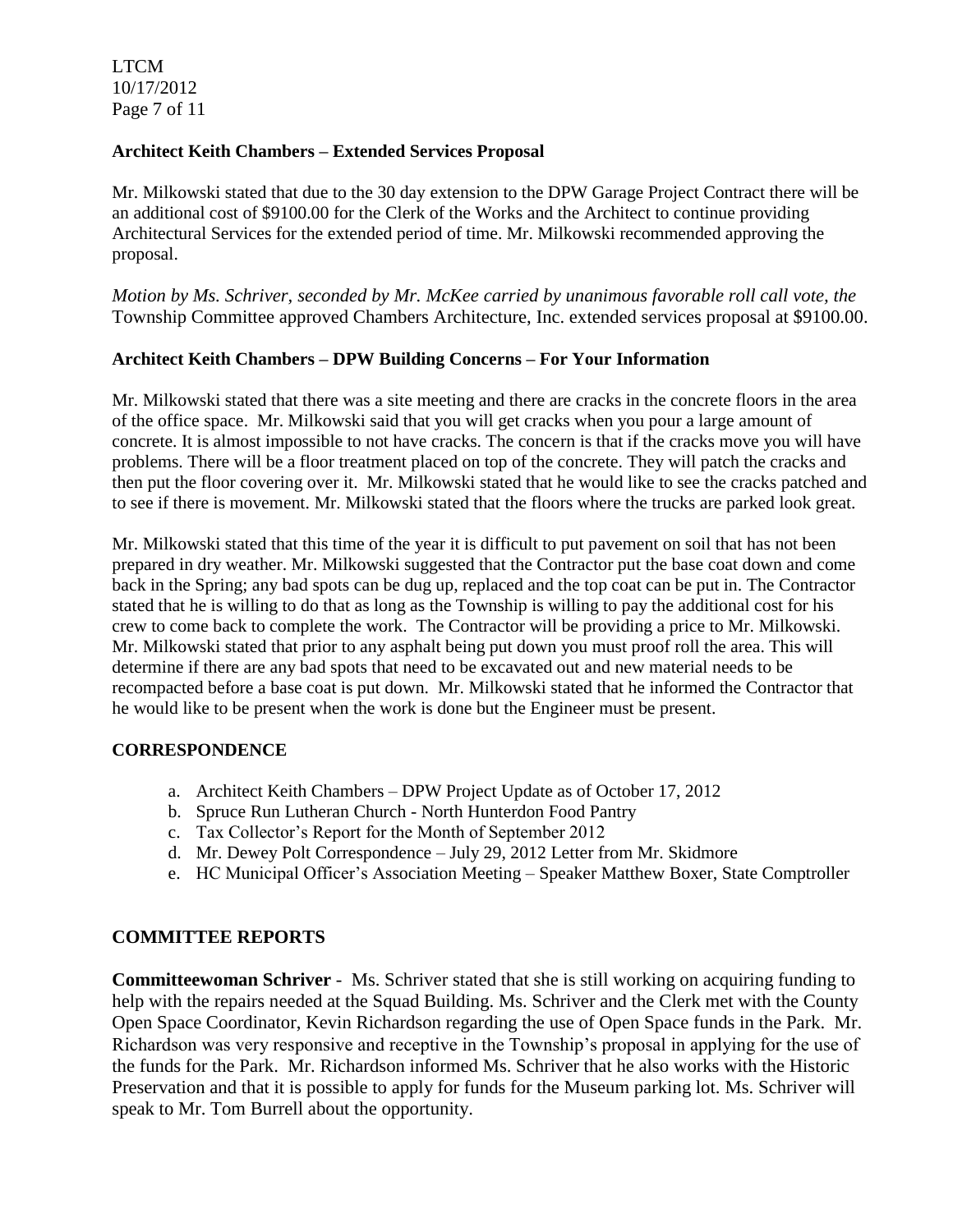**Architect Keith Chambers – Extended Services Proposal**

Mr. Milkowski stated that due to the 30 day extension to the DPW Garage Project Contract there will be an additional cost of $9100.00 for the Clerk of the Works and the Architect to continue providing Architectural Services for the extended period of time. Mr. Milkowski recommended approving the proposal.

*Motion by Ms. Schriver, seconded by Mr. McKee carried by unanimous favorable roll call vote, the* Township Committee approved Chambers Architecture, Inc. extended services proposal at $9100.00.

**Architect Keith Chambers – DPW Building Concerns – For Your Information**

Mr. Milkowski stated that there was a site meeting and there are cracks in the concrete floors in the area of the office space. Mr. Milkowski said that you will get cracks when you pour a large amount of concrete. It is almost impossible to not have cracks. The concern is that if the cracks move you will have problems. There will be a floor treatment placed on top of the concrete. They will patch the cracks and then put the floor covering over it. Mr. Milkowski stated that he would like to see the cracks patched and to see if there is movement. Mr. Milkowski stated that the floors where the trucks are parked look great.

Mr. Milkowski stated that this time of the year it is difficult to put pavement on soil that has not been prepared in dry weather. Mr. Milkowski suggested that the Contractor put the base coat down and come back in the Spring; any bad spots can be dug up, replaced and the top coat can be put in. The Contractor stated that he is willing to do that as long as the Township is willing to pay the additional cost for his crew to come back to complete the work. The Contractor will be providing a price to Mr. Milkowski. Mr. Milkowski stated that prior to any asphalt being put down you must proof roll the area. This will determine if there are any bad spots that need to be excavated out and new material needs to be recompacted before a base coat is put down. Mr. Milkowski stated that he informed the Contractor that he would like to be present when the work is done but the Engineer must be present.

**CORRESPONDENCE**

a. Architect Keith Chambers – DPW Project Update as of October 17, 2012
b. Spruce Run Lutheran Church - North Hunterdon Food Pantry
c. Tax Collector's Report for the Month of September 2012
d. Mr. Dewey Polt Correspondence – July 29, 2012 Letter from Mr. Skidmore
e. HC Municipal Officer's Association Meeting – Speaker Matthew Boxer, State Comptroller

**COMMITTEE REPORTS**

**Committeewoman Schriver** - Ms. Schriver stated that she is still working on acquiring funding to help with the repairs needed at the Squad Building. Ms. Schriver and the Clerk met with the County Open Space Coordinator, Kevin Richardson regarding the use of Open Space funds in the Park. Mr. Richardson was very responsive and receptive in the Township's proposal in applying for the use of the funds for the Park. Mr. Richardson informed Ms. Schriver that he also works with the Historic Preservation and that it is possible to apply for funds for the Museum parking lot. Ms. Schriver will speak to Mr. Tom Burrell about the opportunity.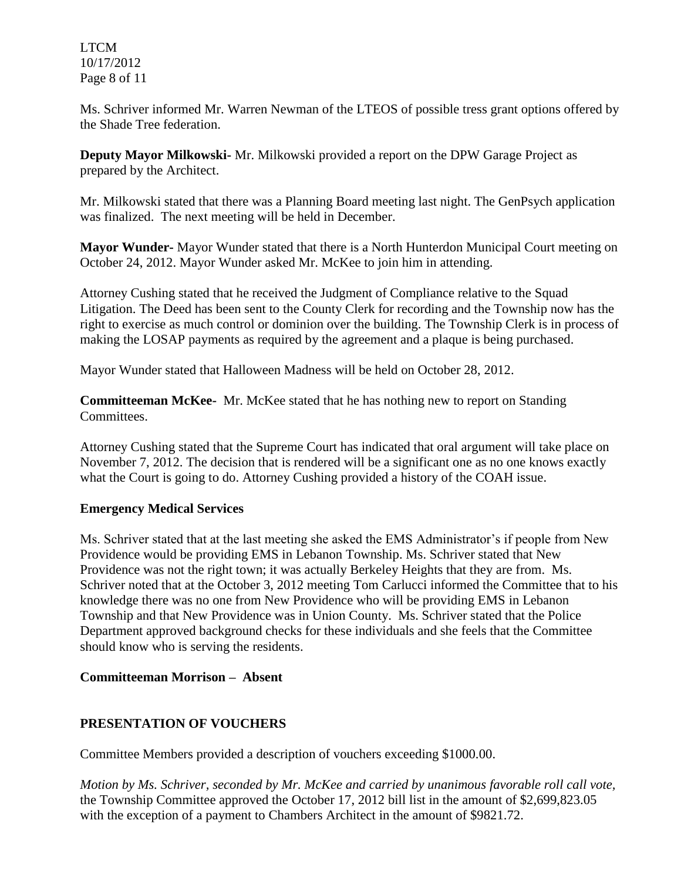Ms. Schriver informed Mr. Warren Newman of the LTEOS of possible tress grant options offered by the Shade Tree federation.

**Deputy Mayor Milkowski-** Mr. Milkowski provided a report on the DPW Garage Project as prepared by the Architect.

Mr. Milkowski stated that there was a Planning Board meeting last night. The GenPsych application was finalized. The next meeting will be held in December.

**Mayor Wunder-** Mayor Wunder stated that there is a North Hunterdon Municipal Court meeting on October 24, 2012. Mayor Wunder asked Mr. McKee to join him in attending.

Attorney Cushing stated that he received the Judgment of Compliance relative to the Squad Litigation. The Deed has been sent to the County Clerk for recording and the Township now has the right to exercise as much control or dominion over the building. The Township Clerk is in process of making the LOSAP payments as required by the agreement and a plaque is being purchased.

Mayor Wunder stated that Halloween Madness will be held on October 28, 2012.

**Committeeman McKee-** Mr. McKee stated that he has nothing new to report on Standing Committees.

Attorney Cushing stated that the Supreme Court has indicated that oral argument will take place on November 7, 2012. The decision that is rendered will be a significant one as no one knows exactly what the Court is going to do. Attorney Cushing provided a history of the COAH issue.

**Emergency Medical Services**

Ms. Schriver stated that at the last meeting she asked the EMS Administrator's if people from New Providence would be providing EMS in Lebanon Township. Ms. Schriver stated that New Providence was not the right town; it was actually Berkeley Heights that they are from. Ms. Schriver noted that at the October 3, 2012 meeting Tom Carlucci informed the Committee that to his knowledge there was no one from New Providence who will be providing EMS in Lebanon Township and that New Providence was in Union County. Ms. Schriver stated that the Police Department approved background checks for these individuals and she feels that the Committee should know who is serving the residents.

**Committeeman Morrison – Absent**

## PRESENTATION OF VOUCHERS

Committee Members provided a description of vouchers exceeding $1000.00.

*Motion by Ms. Schriver, seconded by Mr. McKee and carried by unanimous favorable roll call vote,* the Township Committee approved the October 17, 2012 bill list in the amount of $2,699,823.05 with the exception of a payment to Chambers Architect in the amount of $9821.72.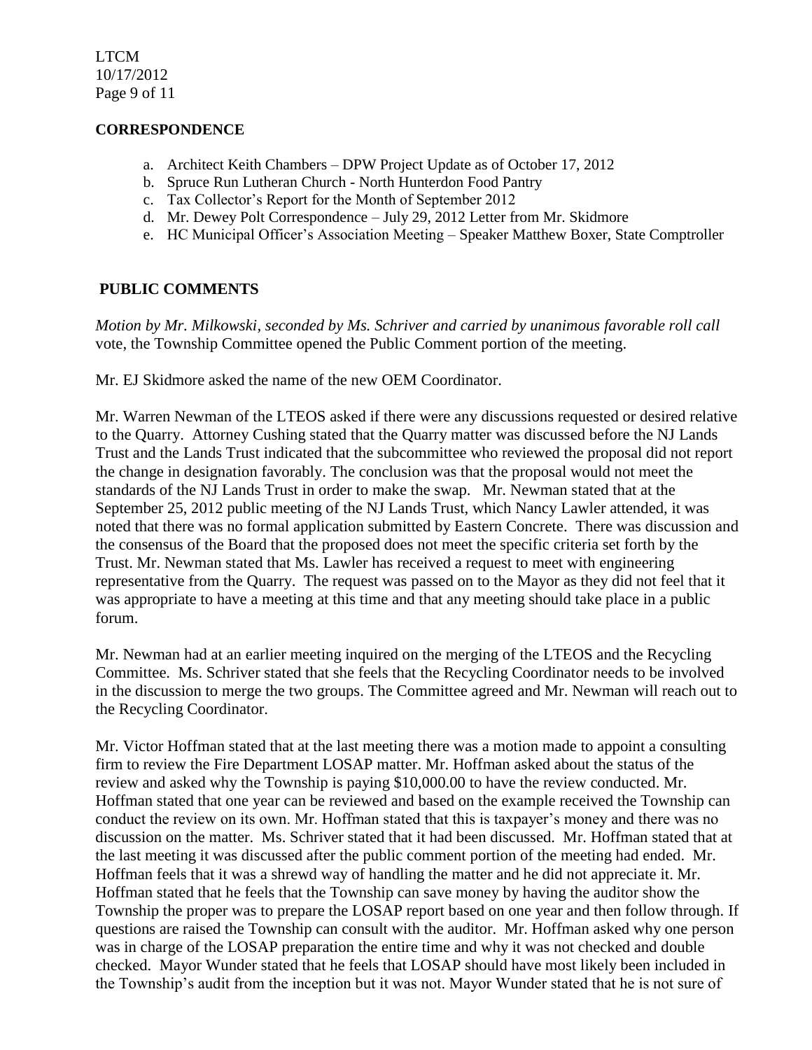## CORRESPONDENCE

a. Architect Keith Chambers – DPW Project Update as of October 17, 2012
b. Spruce Run Lutheran Church - North Hunterdon Food Pantry
c. Tax Collector's Report for the Month of September 2012
d. Mr. Dewey Polt Correspondence – July 29, 2012 Letter from Mr. Skidmore
e. HC Municipal Officer's Association Meeting – Speaker Matthew Boxer, State Comptroller

## PUBLIC COMMENTS

*Motion by Mr. Milkowski, seconded by Ms. Schriver and carried by unanimous favorable roll call* vote, the Township Committee opened the Public Comment portion of the meeting.

Mr. EJ Skidmore asked the name of the new OEM Coordinator.

Mr. Warren Newman of the LTEOS asked if there were any discussions requested or desired relative to the Quarry. Attorney Cushing stated that the Quarry matter was discussed before the NJ Lands Trust and the Lands Trust indicated that the subcommittee who reviewed the proposal did not report the change in designation favorably. The conclusion was that the proposal would not meet the standards of the NJ Lands Trust in order to make the swap. Mr. Newman stated that at the September 25, 2012 public meeting of the NJ Lands Trust, which Nancy Lawler attended, it was noted that there was no formal application submitted by Eastern Concrete. There was discussion and the consensus of the Board that the proposed does not meet the specific criteria set forth by the Trust. Mr. Newman stated that Ms. Lawler has received a request to meet with engineering representative from the Quarry. The request was passed on to the Mayor as they did not feel that it was appropriate to have a meeting at this time and that any meeting should take place in a public forum.

Mr. Newman had at an earlier meeting inquired on the merging of the LTEOS and the Recycling Committee. Ms. Schriver stated that she feels that the Recycling Coordinator needs to be involved in the discussion to merge the two groups. The Committee agreed and Mr. Newman will reach out to the Recycling Coordinator.

Mr. Victor Hoffman stated that at the last meeting there was a motion made to appoint a consulting firm to review the Fire Department LOSAP matter. Mr. Hoffman asked about the status of the review and asked why the Township is paying $10,000.00 to have the review conducted. Mr. Hoffman stated that one year can be reviewed and based on the example received the Township can conduct the review on its own. Mr. Hoffman stated that this is taxpayer's money and there was no discussion on the matter. Ms. Schriver stated that it had been discussed. Mr. Hoffman stated that at the last meeting it was discussed after the public comment portion of the meeting had ended. Mr. Hoffman feels that it was a shrewd way of handling the matter and he did not appreciate it. Mr. Hoffman stated that he feels that the Township can save money by having the auditor show the Township the proper was to prepare the LOSAP report based on one year and then follow through. If questions are raised the Township can consult with the auditor. Mr. Hoffman asked why one person was in charge of the LOSAP preparation the entire time and why it was not checked and double checked. Mayor Wunder stated that he feels that LOSAP should have most likely been included in the Township's audit from the inception but it was not. Mayor Wunder stated that he is not sure of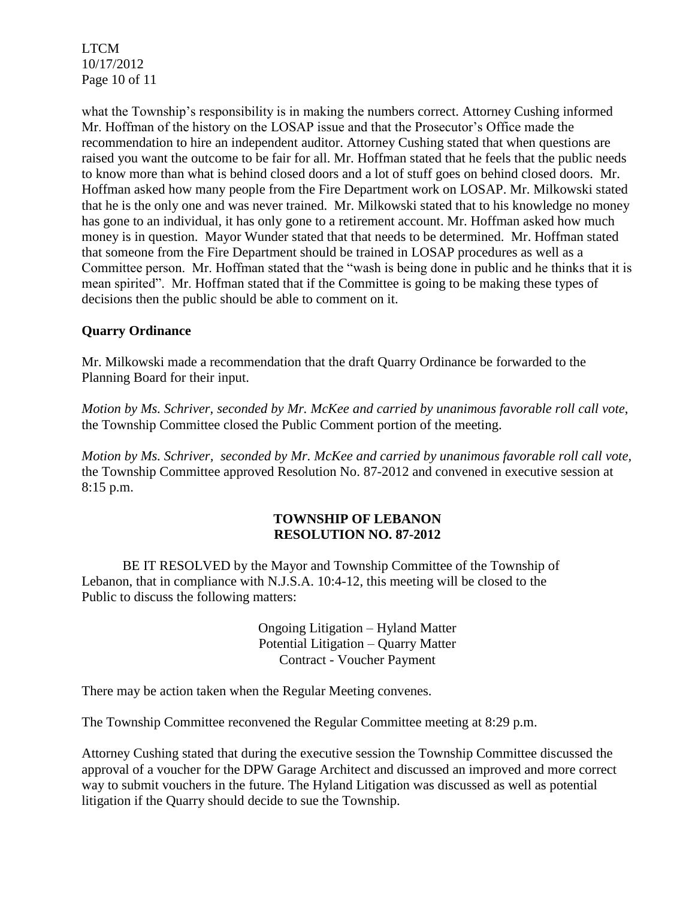what the Township's responsibility is in making the numbers correct. Attorney Cushing informed Mr. Hoffman of the history on the LOSAP issue and that the Prosecutor's Office made the recommendation to hire an independent auditor. Attorney Cushing stated that when questions are raised you want the outcome to be fair for all. Mr. Hoffman stated that he feels that the public needs to know more than what is behind closed doors and a lot of stuff goes on behind closed doors. Mr. Hoffman asked how many people from the Fire Department work on LOSAP. Mr. Milkowski stated that he is the only one and was never trained. Mr. Milkowski stated that to his knowledge no money has gone to an individual, it has only gone to a retirement account. Mr. Hoffman asked how much money is in question. Mayor Wunder stated that that needs to be determined. Mr. Hoffman stated that someone from the Fire Department should be trained in LOSAP procedures as well as a Committee person. Mr. Hoffman stated that the "wash is being done in public and he thinks that it is mean spirited". Mr. Hoffman stated that if the Committee is going to be making these types of decisions then the public should be able to comment on it.

**Quarry Ordinance**

Mr. Milkowski made a recommendation that the draft Quarry Ordinance be forwarded to the Planning Board for their input.

*Motion by Ms. Schriver, seconded by Mr. McKee and carried by unanimous favorable roll call vote*, the Township Committee closed the Public Comment portion of the meeting.

*Motion by Ms. Schriver, seconded by Mr. McKee and carried by unanimous favorable roll call vote*, the Township Committee approved Resolution No. 87-2012 and convened in executive session at 8:15 p.m.

**TOWNSHIP OF LEBANON**
**RESOLUTION NO. 87-2012**

BE IT RESOLVED by the Mayor and Township Committee of the Township of Lebanon, that in compliance with N.J.S.A. 10:4-12, this meeting will be closed to the Public to discuss the following matters:

Ongoing Litigation – Hyland Matter
Potential Litigation – Quarry Matter
Contract - Voucher Payment

There may be action taken when the Regular Meeting convenes.

The Township Committee reconvened the Regular Committee meeting at 8:29 p.m.

Attorney Cushing stated that during the executive session the Township Committee discussed the approval of a voucher for the DPW Garage Architect and discussed an improved and more correct way to submit vouchers in the future. The Hyland Litigation was discussed as well as potential litigation if the Quarry should decide to sue the Township.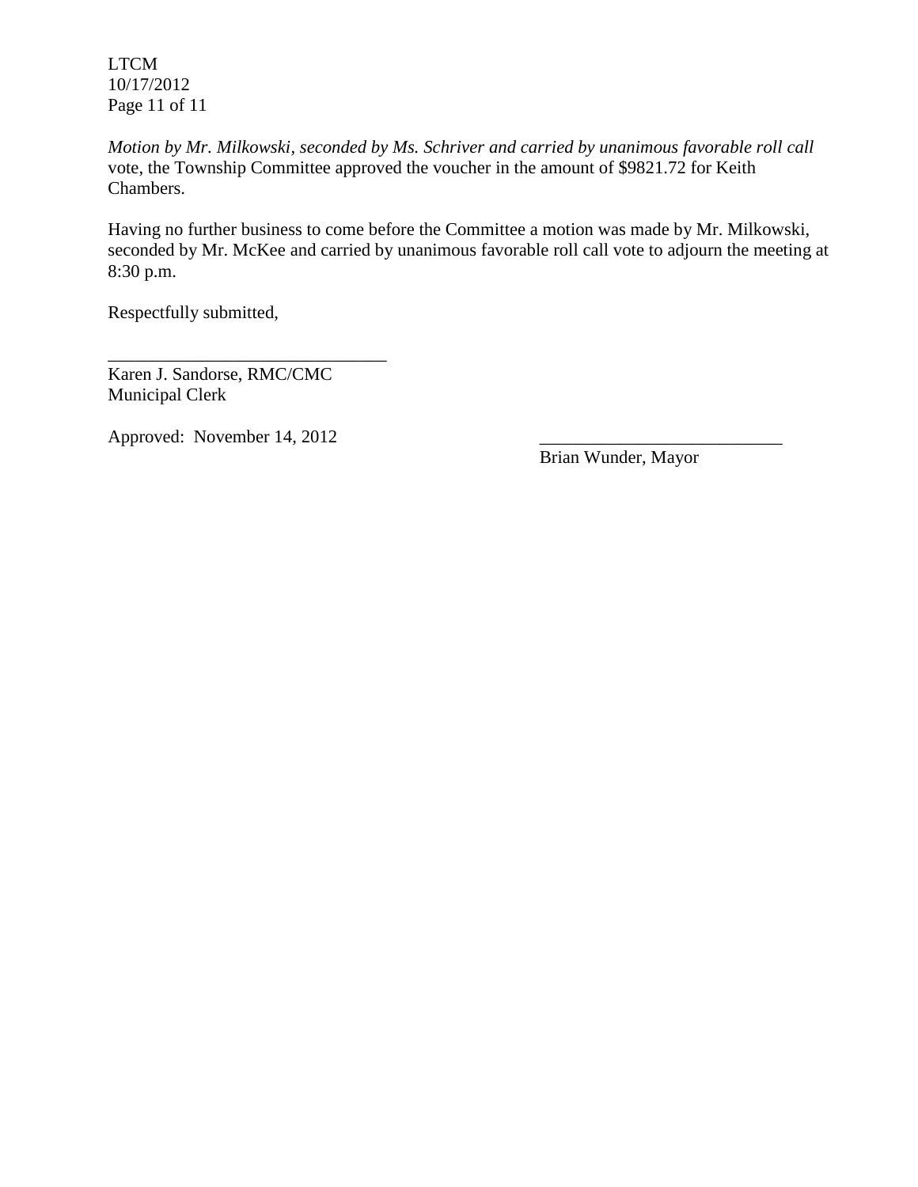*Motion by Mr. Milkowski, seconded by Ms. Schriver and carried by unanimous favorable roll call* vote, the Township Committee approved the voucher in the amount of $9821.72 for Keith Chambers.

Having no further business to come before the Committee a motion was made by Mr. Milkowski, seconded by Mr. McKee and carried by unanimous favorable roll call vote to adjourn the meeting at 8:30 p.m.

Respectfully submitted,

_______________________________
Karen J. Sandorse, RMC/CMC
Municipal Clerk

Approved: November 14, 2012

___________________________
Brian Wunder, Mayor